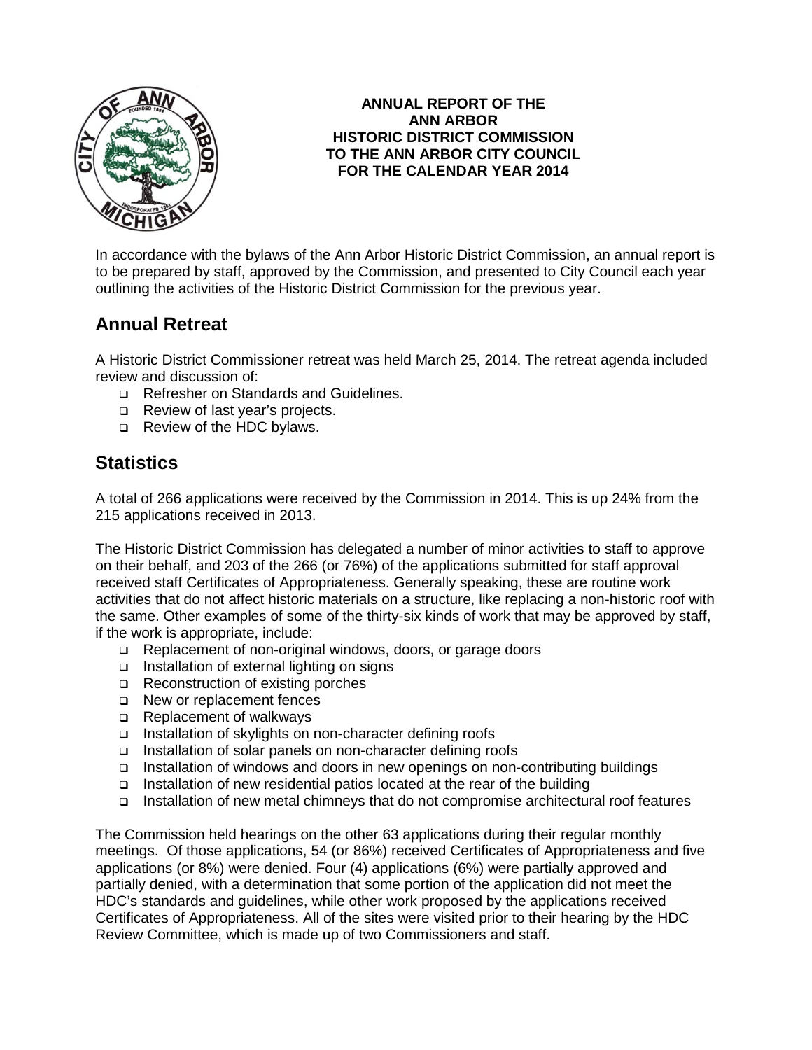# ANNUAL REPORT OF THE ANN ARBOR HISTORIC DISTRICT COMMISSION TO THE ANN ARBOR CITY COUNCIL FOR THE CALENDAR YEAR 2014

In accordance with the bylaws of the Ann Arbor Historic District Commission, an annual report is to be prepared by staff, approved by the Commission, and presented to City Council each year outlining the activities of the Historic District Commission for the previous year.

## Annual Retreat

A Historic District Commissioner retreat was held March 25, 2014. The retreat agenda included review and discussion of:

- Refresher on Standards and Guidelines.
- Review of last year's projects.
- Review of the HDC bylaws.

## Statistics

A total of 266 applications were received by the Commission in 2014. This is up 24% from the 215 applications received in 2013.

The Historic District Commission has delegated a number of minor activities to staff to approve on their behalf, and 203 of the 266 (or 76%) of the applications submitted for staff approval received staff Certificates of Appropriateness. Generally speaking, these are routine work activities that do not affect historic materials on a structure, like replacing a non-historic roof with the same. Other examples of some of the thirty-six kinds of work that may be approved by staff, if the work is appropriate, include:

- Replacement of non-original windows, doors, or garage doors
- Installation of external lighting on signs
- Reconstruction of existing porches
- New or replacement fences
- Replacement of walkways
- Installation of skylights on non-character defining roofs
- Installation of solar panels on non-character defining roofs
- Installation of windows and doors in new openings on non-contributing buildings
- Installation of new residential patios located at the rear of the building
- Installation of new metal chimneys that do not compromise architectural roof features

The Commission held hearings on the other 63 applications during their regular monthly meetings. Of those applications, 54 (or 86%) received Certificates of Appropriateness and five applications (or 8%) were denied. Four (4) applications (6%) were partially approved and partially denied, with a determination that some portion of the application did not meet the HDC's standards and guidelines, while other work proposed by the applications received Certificates of Appropriateness. All of the sites were visited prior to their hearing by the HDC Review Committee, which is made up of two Commissioners and staff.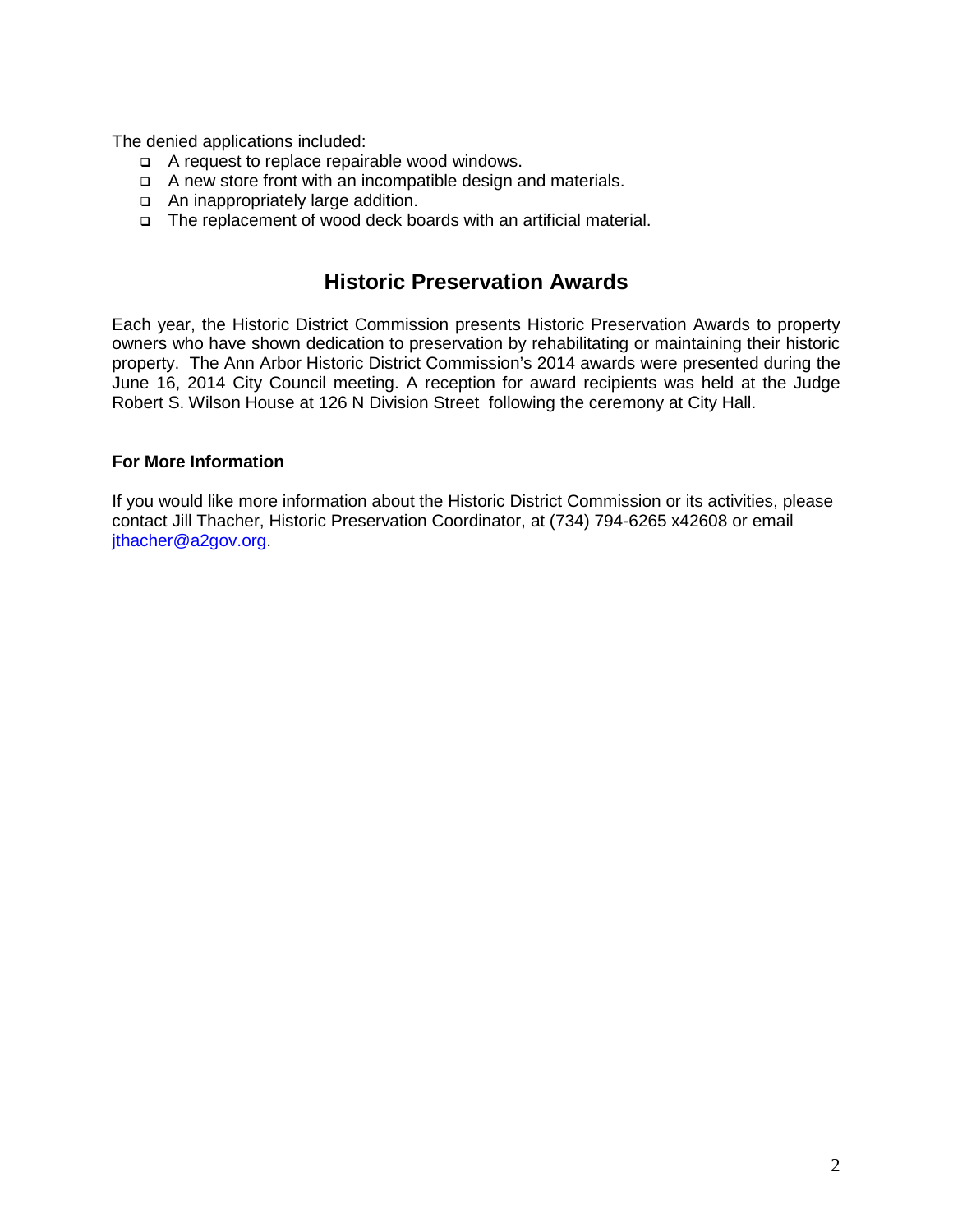The denied applications included:

- A request to replace repairable wood windows.
- A new store front with an incompatible design and materials.
- An inappropriately large addition.
- The replacement of wood deck boards with an artificial material.

## Historic Preservation Awards

Each year, the Historic District Commission presents Historic Preservation Awards to property owners who have shown dedication to preservation by rehabilitating or maintaining their historic property. The Ann Arbor Historic District Commission's 2014 awards were presented during the June 16, 2014 City Council meeting. A reception for award recipients was held at the Judge Robert S. Wilson House at 126 N Division Street following the ceremony at City Hall.

**For More Information**

If you would like more information about the Historic District Commission or its activities, please contact Jill Thacher, Historic Preservation Coordinator, at (734) 794-6265 x42608 or email jthacher@a2gov.org.